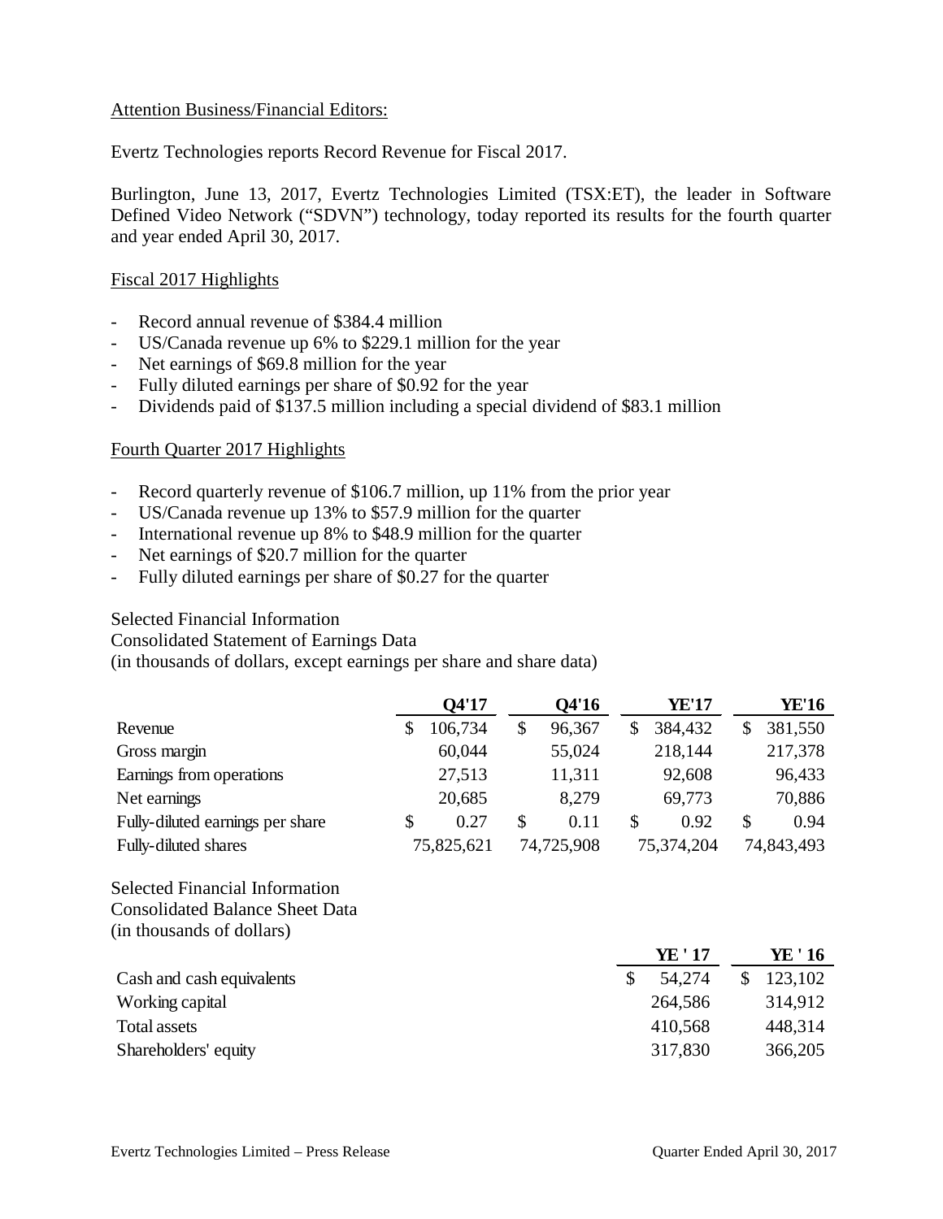Attention Business/Financial Editors:

Evertz Technologies reports Record Revenue for Fiscal 2017.

Burlington, June 13, 2017, Evertz Technologies Limited (TSX:ET), the leader in Software Defined Video Network ("SDVN") technology, today reported its results for the fourth quarter and year ended April 30, 2017.

## Fiscal 2017 Highlights

- Record annual revenue of $384.4 million
- US/Canada revenue up 6% to $229.1 million for the year
- Net earnings of $69.8 million for the year
- Fully diluted earnings per share of $0.92 for the year
- Dividends paid of $137.5 million including a special dividend of $83.1 million

## Fourth Quarter 2017 Highlights

- Record quarterly revenue of $106.7 million, up 11% from the prior year
- US/Canada revenue up 13% to $57.9 million for the quarter
- International revenue up 8% to $48.9 million for the quarter
- Net earnings of $20.7 million for the quarter
- Fully diluted earnings per share of $0.27 for the quarter

Selected Financial Information
Consolidated Statement of Earnings Data
(in thousands of dollars, except earnings per share and share data)

| | Q4'17 | Q4'16 | YE'17 | YE'16 |
|---|---|---|---|---|
| Revenue | $ 106,734 | $ 96,367 | $ 384,432 | $ 381,550 |
| Gross margin | 60,044 | 55,024 | 218,144 | 217,378 |
| Earnings from operations | 27,513 | 11,311 | 92,608 | 96,433 |
| Net earnings | 20,685 | 8,279 | 69,773 | 70,886 |
| Fully-diluted earnings per share | $ 0.27 | $ 0.11 | $ 0.92 | $ 0.94 |
| Fully-diluted shares | 75,825,621 | 74,725,908 | 75,374,204 | 74,843,493 |

Selected Financial Information
Consolidated Balance Sheet Data
(in thousands of dollars)

| | YE ' 17 | YE ' 16 |
|---|---|---|
| Cash and cash equivalents | $ 54,274 | $ 123,102 |
| Working capital | 264,586 | 314,912 |
| Total assets | 410,568 | 448,314 |
| Shareholders' equity | 317,830 | 366,205 |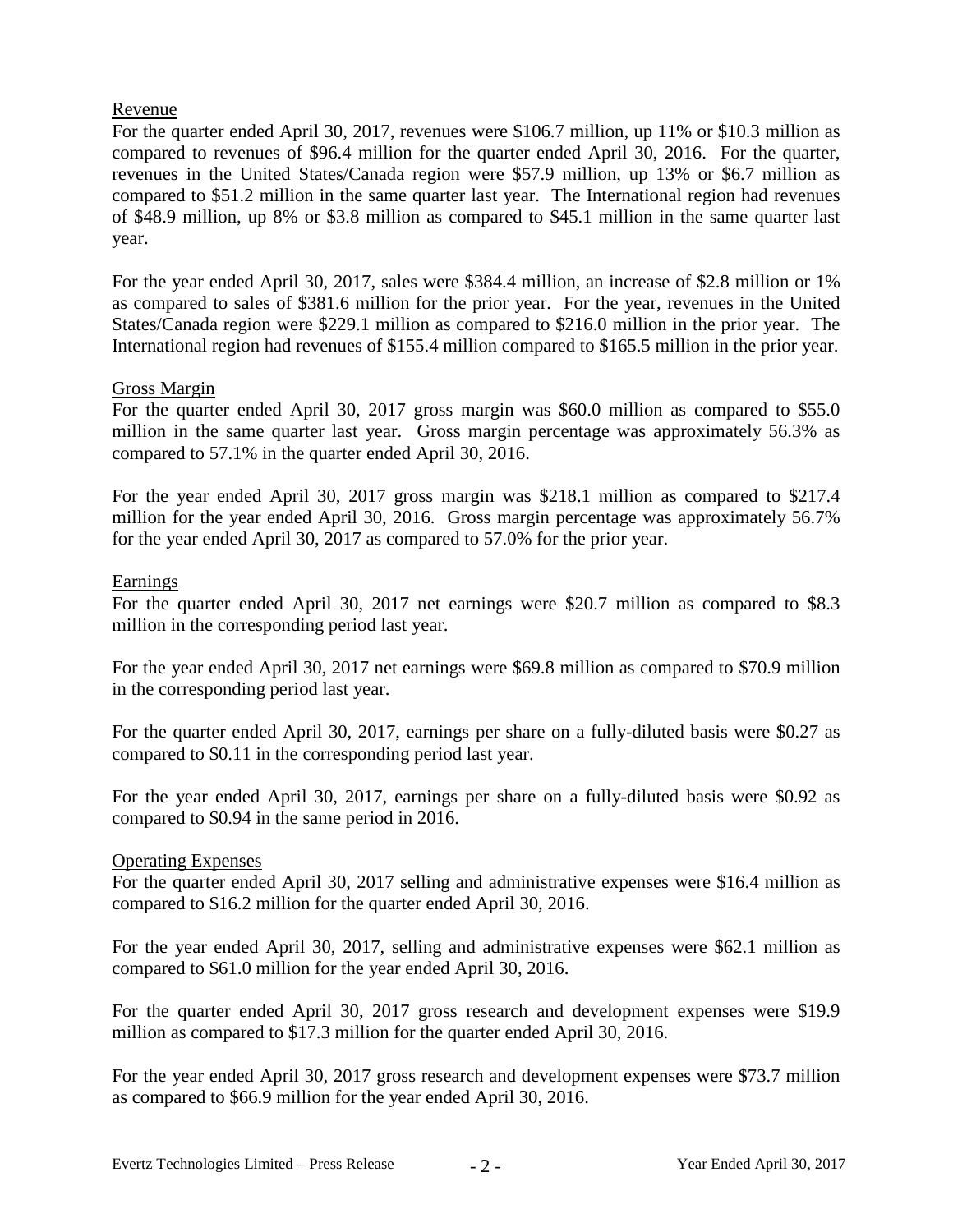## Revenue

For the quarter ended April 30, 2017, revenues were $106.7 million, up 11% or $10.3 million as compared to revenues of $96.4 million for the quarter ended April 30, 2016. For the quarter, revenues in the United States/Canada region were $57.9 million, up 13% or $6.7 million as compared to $51.2 million in the same quarter last year. The International region had revenues of $48.9 million, up 8% or $3.8 million as compared to $45.1 million in the same quarter last year.

For the year ended April 30, 2017, sales were $384.4 million, an increase of $2.8 million or 1% as compared to sales of $381.6 million for the prior year. For the year, revenues in the United States/Canada region were $229.1 million as compared to $216.0 million in the prior year. The International region had revenues of $155.4 million compared to $165.5 million in the prior year.

## Gross Margin

For the quarter ended April 30, 2017 gross margin was $60.0 million as compared to $55.0 million in the same quarter last year. Gross margin percentage was approximately 56.3% as compared to 57.1% in the quarter ended April 30, 2016.

For the year ended April 30, 2017 gross margin was $218.1 million as compared to $217.4 million for the year ended April 30, 2016. Gross margin percentage was approximately 56.7% for the year ended April 30, 2017 as compared to 57.0% for the prior year.

## Earnings

For the quarter ended April 30, 2017 net earnings were $20.7 million as compared to $8.3 million in the corresponding period last year.

For the year ended April 30, 2017 net earnings were $69.8 million as compared to $70.9 million in the corresponding period last year.

For the quarter ended April 30, 2017, earnings per share on a fully-diluted basis were $0.27 as compared to $0.11 in the corresponding period last year.

For the year ended April 30, 2017, earnings per share on a fully-diluted basis were $0.92 as compared to $0.94 in the same period in 2016.

## Operating Expenses

For the quarter ended April 30, 2017 selling and administrative expenses were $16.4 million as compared to $16.2 million for the quarter ended April 30, 2016.

For the year ended April 30, 2017, selling and administrative expenses were $62.1 million as compared to $61.0 million for the year ended April 30, 2016.

For the quarter ended April 30, 2017 gross research and development expenses were $19.9 million as compared to $17.3 million for the quarter ended April 30, 2016.

For the year ended April 30, 2017 gross research and development expenses were $73.7 million as compared to $66.9 million for the year ended April 30, 2016.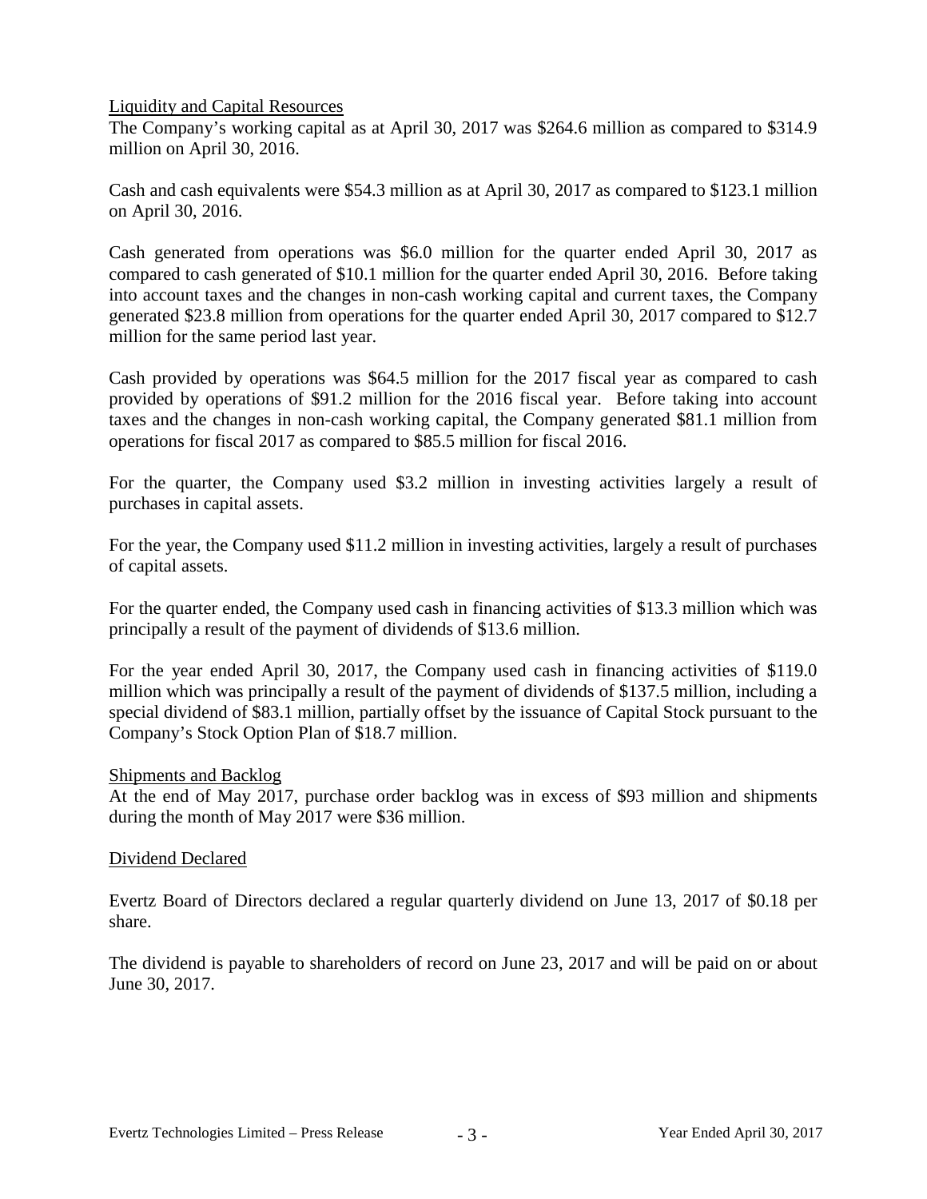## Liquidity and Capital Resources

The Company's working capital as at April 30, 2017 was $264.6 million as compared to $314.9 million on April 30, 2016.

Cash and cash equivalents were $54.3 million as at April 30, 2017 as compared to $123.1 million on April 30, 2016.

Cash generated from operations was $6.0 million for the quarter ended April 30, 2017 as compared to cash generated of $10.1 million for the quarter ended April 30, 2016. Before taking into account taxes and the changes in non-cash working capital and current taxes, the Company generated $23.8 million from operations for the quarter ended April 30, 2017 compared to $12.7 million for the same period last year.

Cash provided by operations was $64.5 million for the 2017 fiscal year as compared to cash provided by operations of $91.2 million for the 2016 fiscal year. Before taking into account taxes and the changes in non-cash working capital, the Company generated $81.1 million from operations for fiscal 2017 as compared to $85.5 million for fiscal 2016.

For the quarter, the Company used $3.2 million in investing activities largely a result of purchases in capital assets.

For the year, the Company used $11.2 million in investing activities, largely a result of purchases of capital assets.

For the quarter ended, the Company used cash in financing activities of $13.3 million which was principally a result of the payment of dividends of $13.6 million.

For the year ended April 30, 2017, the Company used cash in financing activities of $119.0 million which was principally a result of the payment of dividends of $137.5 million, including a special dividend of $83.1 million, partially offset by the issuance of Capital Stock pursuant to the Company's Stock Option Plan of $18.7 million.

## Shipments and Backlog

At the end of May 2017, purchase order backlog was in excess of $93 million and shipments during the month of May 2017 were $36 million.

## Dividend Declared

Evertz Board of Directors declared a regular quarterly dividend on June 13, 2017 of $0.18 per share.

The dividend is payable to shareholders of record on June 23, 2017 and will be paid on or about June 30, 2017.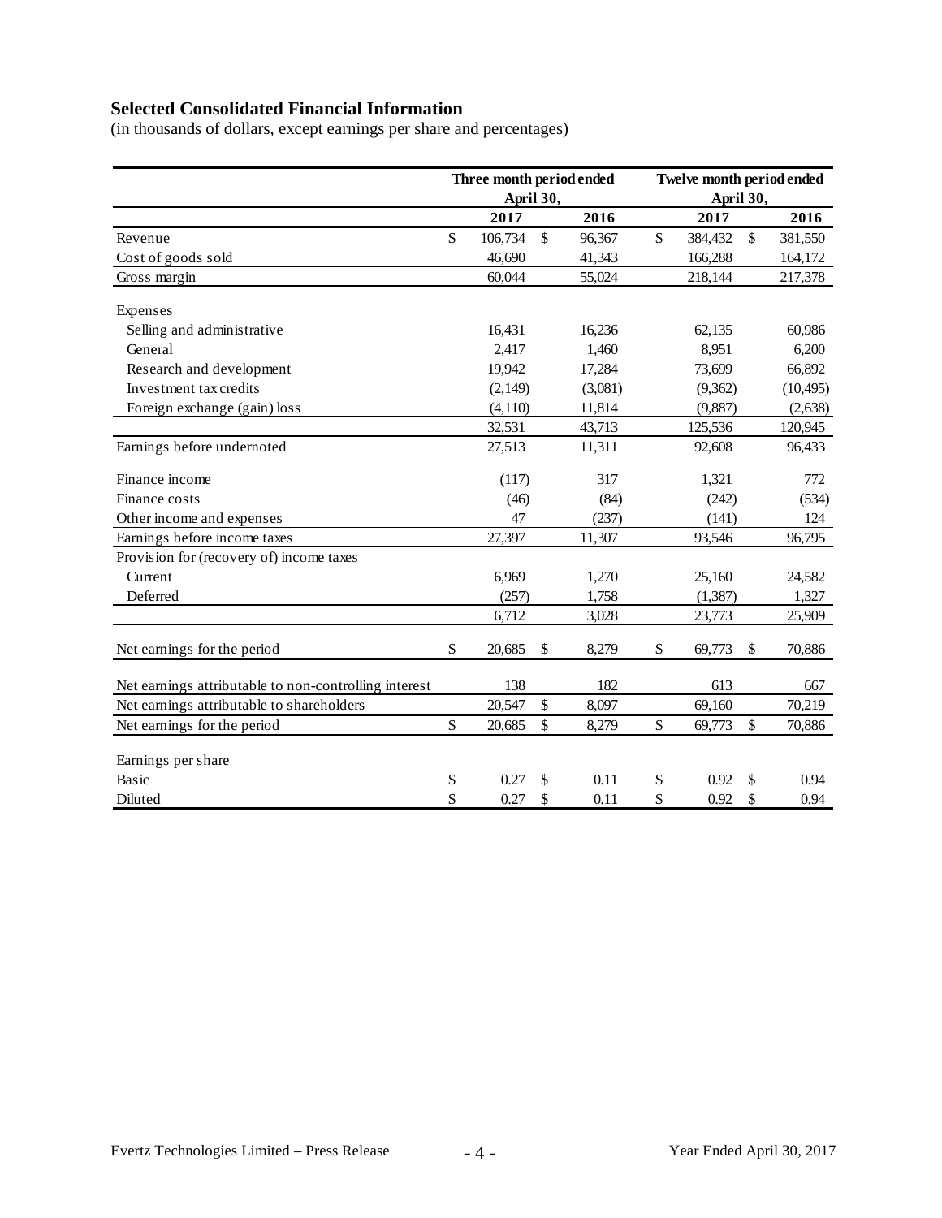## Selected Consolidated Financial Information

(in thousands of dollars, except earnings per share and percentages)

| | Three month period ended April 30, | | Twelve month period ended April 30, | |
|---|---|---|---|---|
| | 2017 | 2016 | 2017 | 2016 |
| Revenue | $ 106,734 | $ 96,367 | $ 384,432 | $ 381,550 |
| Cost of goods sold | 46,690 | 41,343 | 166,288 | 164,172 |
| Gross margin | 60,044 | 55,024 | 218,144 | 217,378 |
| Expenses | | | | |
| Selling and administrative | 16,431 | 16,236 | 62,135 | 60,986 |
| General | 2,417 | 1,460 | 8,951 | 6,200 |
| Research and development | 19,942 | 17,284 | 73,699 | 66,892 |
| Investment tax credits | (2,149) | (3,081) | (9,362) | (10,495) |
| Foreign exchange (gain) loss | (4,110) | 11,814 | (9,887) | (2,638) |
| | 32,531 | 43,713 | 125,536 | 120,945 |
| Earnings before undernoted | 27,513 | 11,311 | 92,608 | 96,433 |
| Finance income | (117) | 317 | 1,321 | 772 |
| Finance costs | (46) | (84) | (242) | (534) |
| Other income and expenses | 47 | (237) | (141) | 124 |
| Earnings before income taxes | 27,397 | 11,307 | 93,546 | 96,795 |
| Provision for (recovery of) income taxes | | | | |
| Current | 6,969 | 1,270 | 25,160 | 24,582 |
| Deferred | (257) | 1,758 | (1,387) | 1,327 |
| | 6,712 | 3,028 | 23,773 | 25,909 |
| Net earnings for the period | $ 20,685 | $ 8,279 | $ 69,773 | $ 70,886 |
| Net earnings attributable to non-controlling interest | 138 | 182 | 613 | 667 |
| Net earnings attributable to shareholders | 20,547 | $ 8,097 | 69,160 | 70,219 |
| Net earnings for the period | $ 20,685 | $ 8,279 | $ 69,773 | $ 70,886 |
| Earnings per share | | | | |
| Basic | $ 0.27 | $ 0.11 | $ 0.92 | $ 0.94 |
| Diluted | $ 0.27 | $ 0.11 | $ 0.92 | $ 0.94 |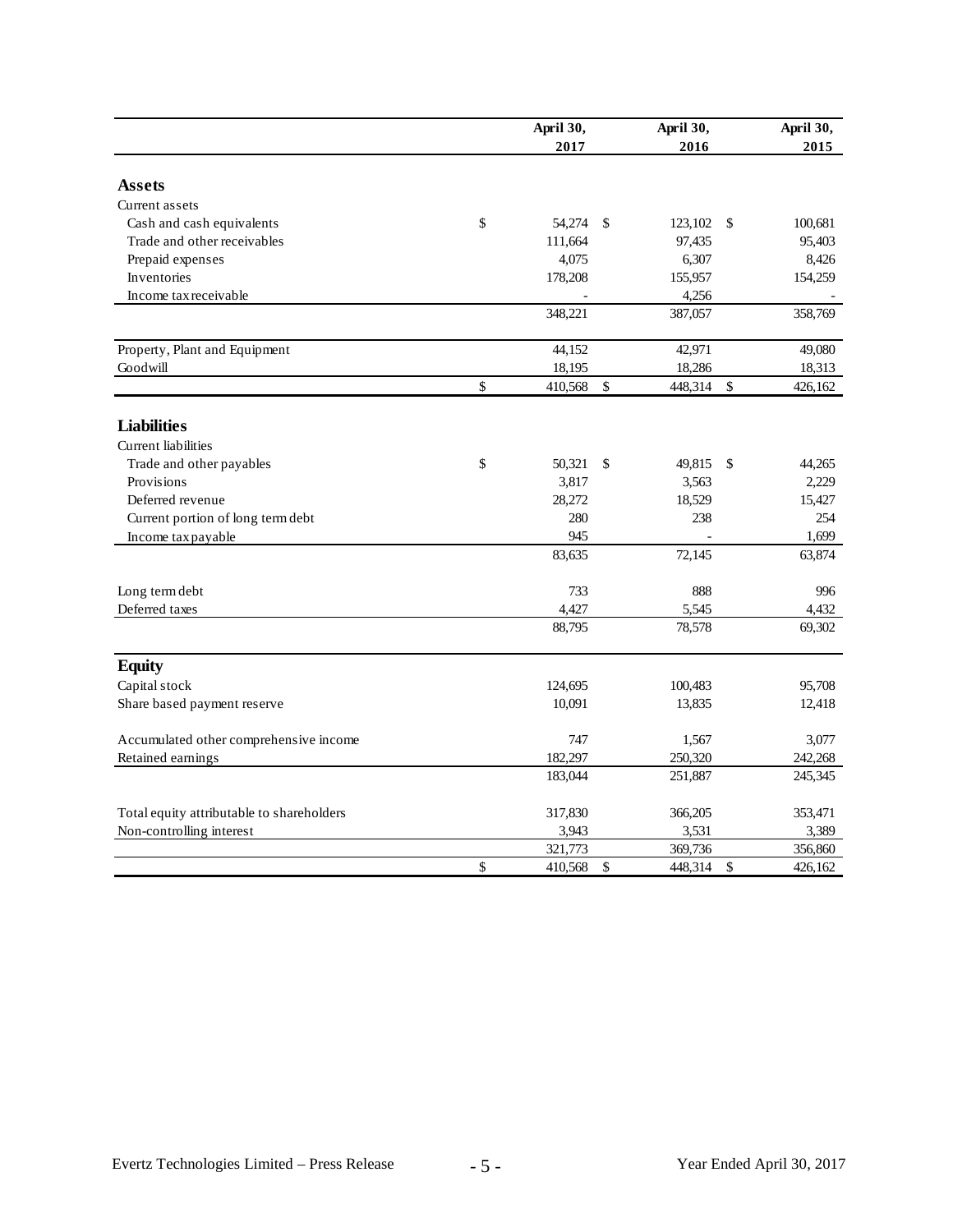| | April 30, 2017 | April 30, 2016 | April 30, 2015 |
|---|---|---|---|
| **Assets** | | | |
| Current assets | | | |
| Cash and cash equivalents | $ 54,274 | $ 123,102 | $ 100,681 |
| Trade and other receivables | 111,664 | 97,435 | 95,403 |
| Prepaid expenses | 4,075 | 6,307 | 8,426 |
| Inventories | 178,208 | 155,957 | 154,259 |
| Income tax receivable | - | 4,256 | - |
| | 348,221 | 387,057 | 358,769 |
| Property, Plant and Equipment | 44,152 | 42,971 | 49,080 |
| Goodwill | 18,195 | 18,286 | 18,313 |
| | $ 410,568 | $ 448,314 | $ 426,162 |
| **Liabilities** | | | |
| Current liabilities | | | |
| Trade and other payables | $ 50,321 | $ 49,815 | $ 44,265 |
| Provisions | 3,817 | 3,563 | 2,229 |
| Deferred revenue | 28,272 | 18,529 | 15,427 |
| Current portion of long term debt | 280 | 238 | 254 |
| Income tax payable | 945 | - | 1,699 |
| | 83,635 | 72,145 | 63,874 |
| Long term debt | 733 | 888 | 996 |
| Deferred taxes | 4,427 | 5,545 | 4,432 |
| | 88,795 | 78,578 | 69,302 |
| **Equity** | | | |
| Capital stock | 124,695 | 100,483 | 95,708 |
| Share based payment reserve | 10,091 | 13,835 | 12,418 |
| Accumulated other comprehensive income | 747 | 1,567 | 3,077 |
| Retained earnings | 182,297 | 250,320 | 242,268 |
| | 183,044 | 251,887 | 245,345 |
| Total equity attributable to shareholders | 317,830 | 366,205 | 353,471 |
| Non-controlling interest | 3,943 | 3,531 | 3,389 |
| | 321,773 | 369,736 | 356,860 |
| | $ 410,568 | $ 448,314 | $ 426,162 |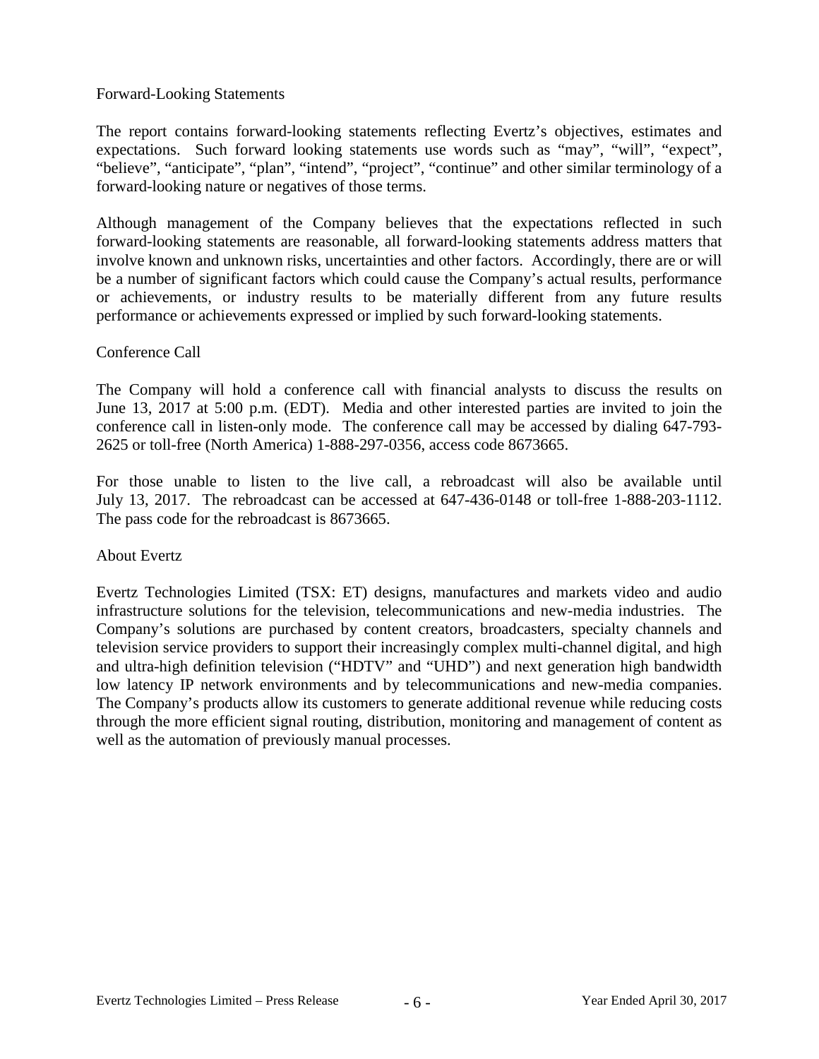## Forward-Looking Statements

The report contains forward-looking statements reflecting Evertz's objectives, estimates and expectations. Such forward looking statements use words such as "may", "will", "expect", "believe", "anticipate", "plan", "intend", "project", "continue" and other similar terminology of a forward-looking nature or negatives of those terms.

Although management of the Company believes that the expectations reflected in such forward-looking statements are reasonable, all forward-looking statements address matters that involve known and unknown risks, uncertainties and other factors. Accordingly, there are or will be a number of significant factors which could cause the Company's actual results, performance or achievements, or industry results to be materially different from any future results performance or achievements expressed or implied by such forward-looking statements.

## Conference Call

The Company will hold a conference call with financial analysts to discuss the results on June 13, 2017 at 5:00 p.m. (EDT). Media and other interested parties are invited to join the conference call in listen-only mode. The conference call may be accessed by dialing 647-793-2625 or toll-free (North America) 1-888-297-0356, access code 8673665.

For those unable to listen to the live call, a rebroadcast will also be available until July 13, 2017. The rebroadcast can be accessed at 647-436-0148 or toll-free 1-888-203-1112. The pass code for the rebroadcast is 8673665.

## About Evertz

Evertz Technologies Limited (TSX: ET) designs, manufactures and markets video and audio infrastructure solutions for the television, telecommunications and new-media industries. The Company's solutions are purchased by content creators, broadcasters, specialty channels and television service providers to support their increasingly complex multi-channel digital, and high and ultra-high definition television ("HDTV" and "UHD") and next generation high bandwidth low latency IP network environments and by telecommunications and new-media companies. The Company's products allow its customers to generate additional revenue while reducing costs through the more efficient signal routing, distribution, monitoring and management of content as well as the automation of previously manual processes.